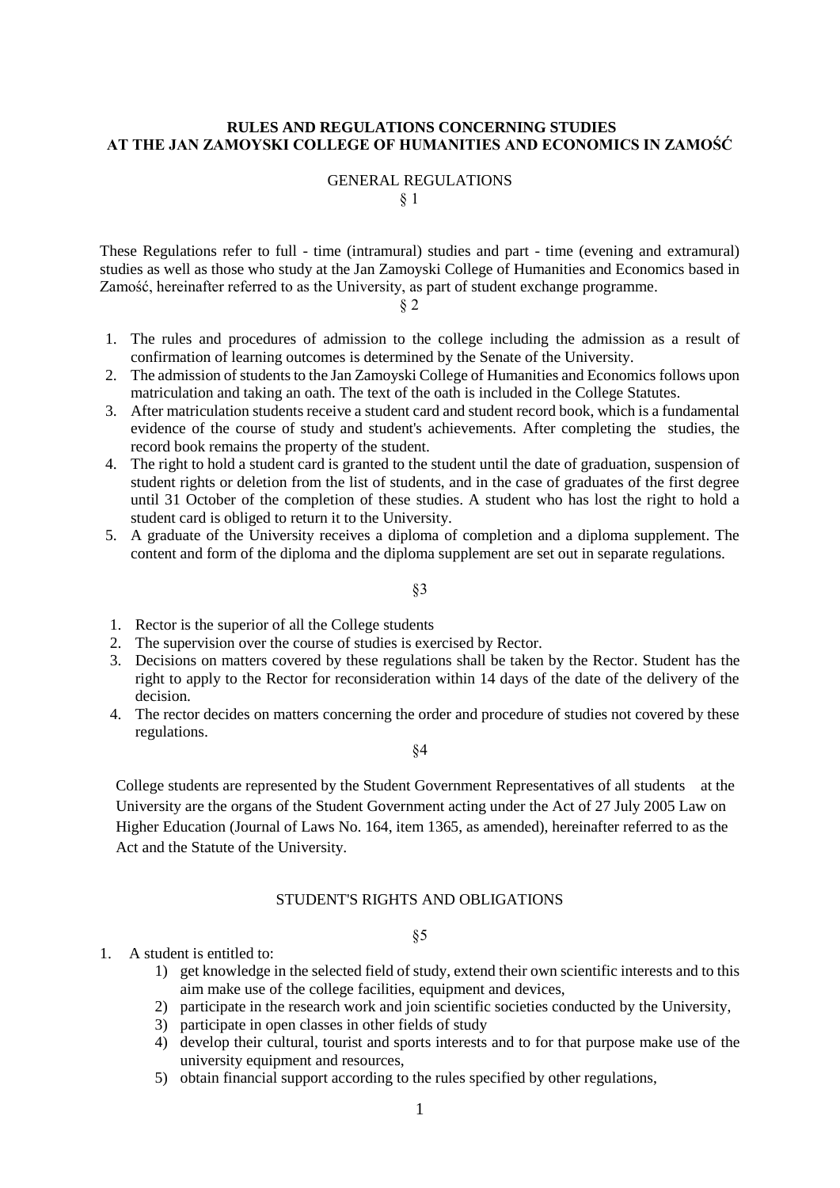# RULES AND REGULATIONS CONCERNING STUDIES AT THE JAN ZAMOYSKI COLLEGE OF HUMANITIES AND ECONOMICS IN ZAMOŚĆ

## GENERAL REGULATIONS

§ 1

These Regulations refer to full - time (intramural) studies and part - time (evening and extramural) studies as well as those who study at the Jan Zamoyski College of Humanities and Economics based in Zamość, hereinafter referred to as the University, as part of student exchange programme.

§ 2

1. The rules and procedures of admission to the college including the admission as a result of confirmation of learning outcomes is determined by the Senate of the University.
2. The admission of students to the Jan Zamoyski College of Humanities and Economics follows upon matriculation and taking an oath. The text of the oath is included in the College Statutes.
3. After matriculation students receive a student card and student record book, which is a fundamental evidence of the course of study and student's achievements. After completing the studies, the record book remains the property of the student.
4. The right to hold a student card is granted to the student until the date of graduation, suspension of student rights or deletion from the list of students, and in the case of graduates of the first degree until 31 October of the completion of these studies. A student who has lost the right to hold a student card is obliged to return it to the University.
5. A graduate of the University receives a diploma of completion and a diploma supplement. The content and form of the diploma and the diploma supplement are set out in separate regulations.

§3

1. Rector is the superior of all the College students
2. The supervision over the course of studies is exercised by Rector.
3. Decisions on matters covered by these regulations shall be taken by the Rector. Student has the right to apply to the Rector for reconsideration within 14 days of the date of the delivery of the decision.
4. The rector decides on matters concerning the order and procedure of studies not covered by these regulations.

§4

College students are represented by the Student Government Representatives of all students at the University are the organs of the Student Government acting under the Act of 27 July 2005 Law on Higher Education (Journal of Laws No. 164, item 1365, as amended), hereinafter referred to as the Act and the Statute of the University.

## STUDENT'S RIGHTS AND OBLIGATIONS

§5

1. A student is entitled to:
   1) get knowledge in the selected field of study, extend their own scientific interests and to this aim make use of the college facilities, equipment and devices,
   2) participate in the research work and join scientific societies conducted by the University,
   3) participate in open classes in other fields of study
   4) develop their cultural, tourist and sports interests and to for that purpose make use of the university equipment and resources,
   5) obtain financial support according to the rules specified by other regulations,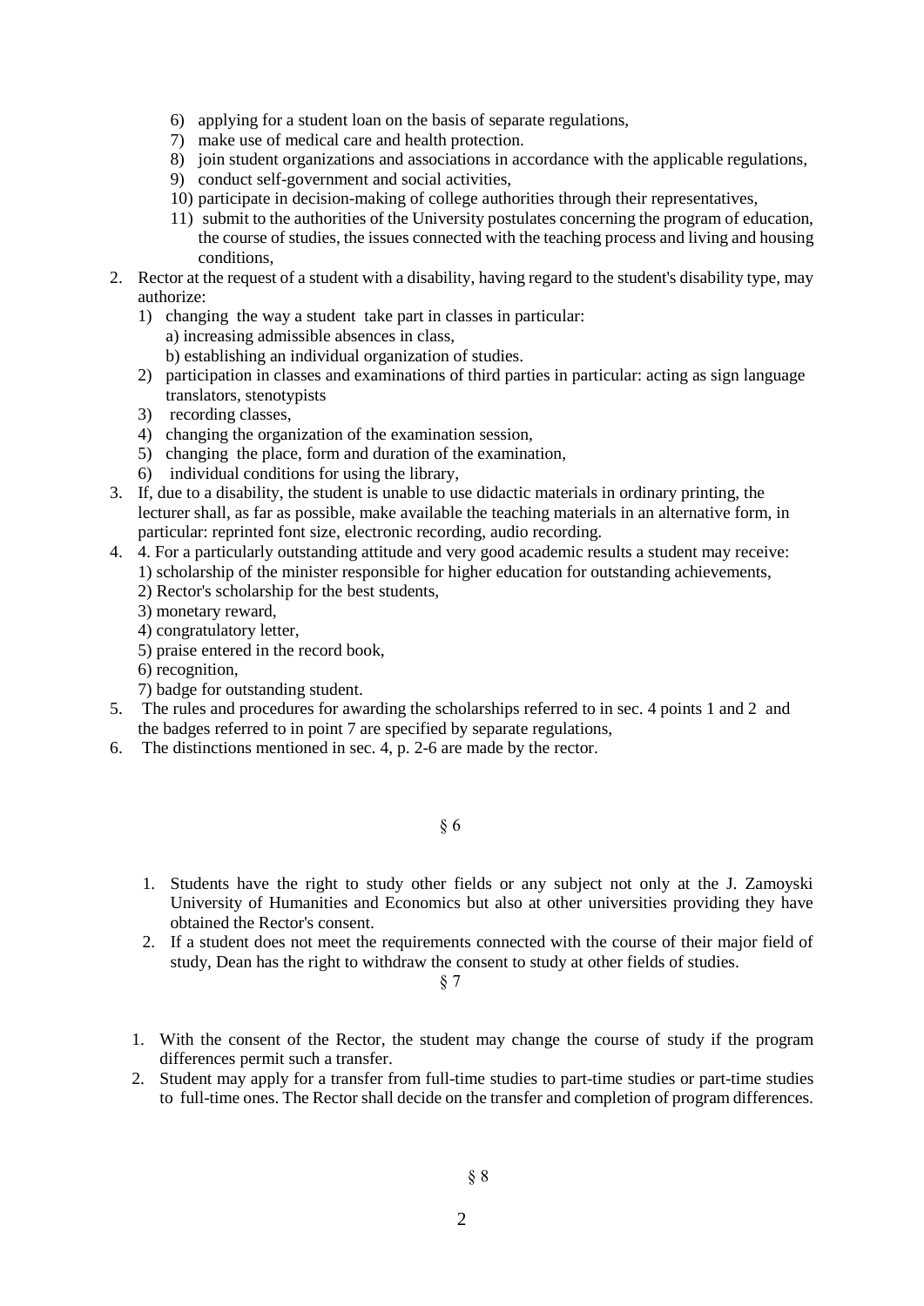6) applying for a student loan on the basis of separate regulations,
7) make use of medical care and health protection.
8) join student organizations and associations in accordance with the applicable regulations,
9) conduct self-government and social activities,
10) participate in decision-making of college authorities through their representatives,
11) submit to the authorities of the University postulates concerning the program of education, the course of studies, the issues connected with the teaching process and living and housing conditions,

2. Rector at the request of a student with a disability, having regard to the student's disability type, may authorize:
   1) changing the way a student take part in classes in particular:
      a) increasing admissible absences in class,
      b) establishing an individual organization of studies.
   2) participation in classes and examinations of third parties in particular: acting as sign language translators, stenotypists
   3) recording classes,
   4) changing the organization of the examination session,
   5) changing the place, form and duration of the examination,
   6) individual conditions for using the library,
3. If, due to a disability, the student is unable to use didactic materials in ordinary printing, the lecturer shall, as far as possible, make available the teaching materials in an alternative form, in particular: reprinted font size, electronic recording, audio recording.
4. 4. For a particularly outstanding attitude and very good academic results a student may receive:
   1) scholarship of the minister responsible for higher education for outstanding achievements,
   2) Rector's scholarship for the best students,
   3) monetary reward,
   4) congratulatory letter,
   5) praise entered in the record book,
   6) recognition,
   7) badge for outstanding student.
5. The rules and procedures for awarding the scholarships referred to in sec. 4 points 1 and 2 and the badges referred to in point 7 are specified by separate regulations,
6. The distinctions mentioned in sec. 4, p. 2-6 are made by the rector.

§ 6

1. Students have the right to study other fields or any subject not only at the J. Zamoyski University of Humanities and Economics but also at other universities providing they have obtained the Rector's consent.
2. If a student does not meet the requirements connected with the course of their major field of study, Dean has the right to withdraw the consent to study at other fields of studies.

§ 7

1. With the consent of the Rector, the student may change the course of study if the program differences permit such a transfer.
2. Student may apply for a transfer from full-time studies to part-time studies or part-time studies to full-time ones. The Rector shall decide on the transfer and completion of program differences.

§ 8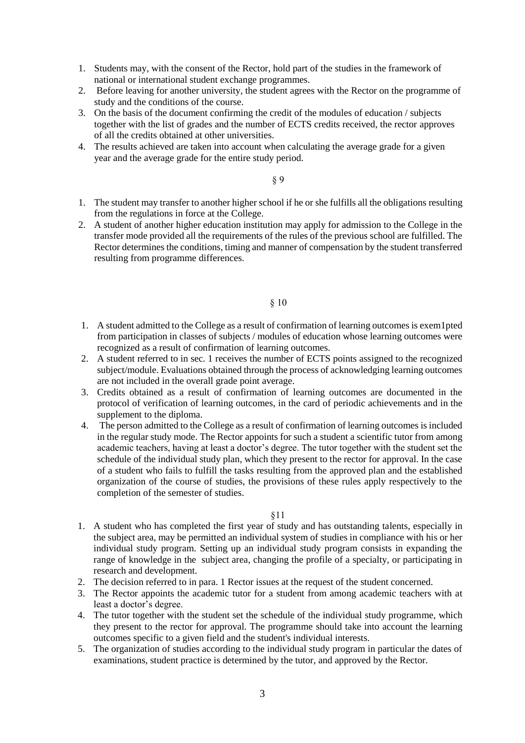1. Students may, with the consent of the Rector, hold part of the studies in the framework of national or international student exchange programmes.
2. Before leaving for another university, the student agrees with the Rector on the programme of study and the conditions of the course.
3. On the basis of the document confirming the credit of the modules of education / subjects together with the list of grades and the number of ECTS credits received, the rector approves of all the credits obtained at other universities.
4. The results achieved are taken into account when calculating the average grade for a given year and the average grade for the entire study period.

§ 9

1. The student may transfer to another higher school if he or she fulfills all the obligations resulting from the regulations in force at the College.
2. A student of another higher education institution may apply for admission to the College in the transfer mode provided all the requirements of the rules of the previous school are fulfilled. The Rector determines the conditions, timing and manner of compensation by the student transferred resulting from programme differences.

§ 10

1. A student admitted to the College as a result of confirmation of learning outcomes is exem1pted from participation in classes of subjects / modules of education whose learning outcomes were recognized as a result of confirmation of learning outcomes.
2. A student referred to in sec. 1 receives the number of ECTS points assigned to the recognized subject/module. Evaluations obtained through the process of acknowledging learning outcomes are not included in the overall grade point average.
3. Credits obtained as a result of confirmation of learning outcomes are documented in the protocol of verification of learning outcomes, in the card of periodic achievements and in the supplement to the diploma.
4. The person admitted to the College as a result of confirmation of learning outcomes is included in the regular study mode. The Rector appoints for such a student a scientific tutor from among academic teachers, having at least a doctor's degree. The tutor together with the student set the schedule of the individual study plan, which they present to the rector for approval. In the case of a student who fails to fulfill the tasks resulting from the approved plan and the established organization of the course of studies, the provisions of these rules apply respectively to the completion of the semester of studies.

§11

1. A student who has completed the first year of study and has outstanding talents, especially in the subject area, may be permitted an individual system of studies in compliance with his or her individual study program. Setting up an individual study program consists in expanding the range of knowledge in the subject area, changing the profile of a specialty, or participating in research and development.
2. The decision referred to in para. 1 Rector issues at the request of the student concerned.
3. The Rector appoints the academic tutor for a student from among academic teachers with at least a doctor's degree.
4. The tutor together with the student set the schedule of the individual study programme, which they present to the rector for approval. The programme should take into account the learning outcomes specific to a given field and the student's individual interests.
5. The organization of studies according to the individual study program in particular the dates of examinations, student practice is determined by the tutor, and approved by the Rector.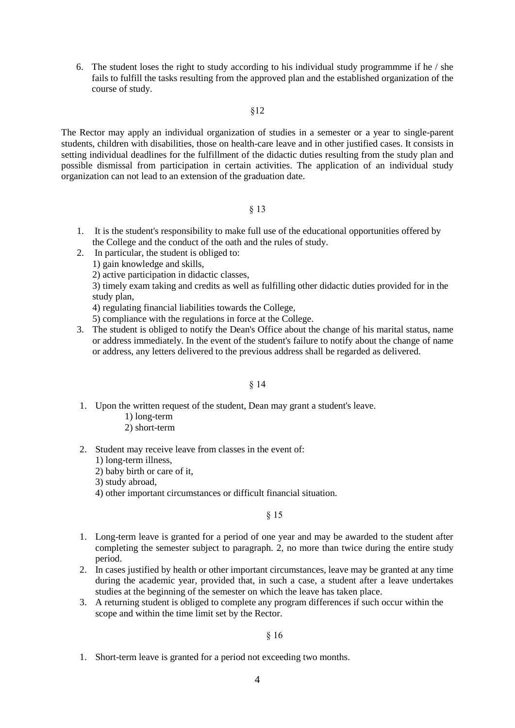6. The student loses the right to study according to his individual study programmme if he / she fails to fulfill the tasks resulting from the approved plan and the established organization of the course of study.

§12

The Rector may apply an individual organization of studies in a semester or a year to single-parent students, children with disabilities, those on health-care leave and in other justified cases. It consists in setting individual deadlines for the fulfillment of the didactic duties resulting from the study plan and possible dismissal from participation in certain activities. The application of an individual study organization can not lead to an extension of the graduation date.

§ 13

1. It is the student's responsibility to make full use of the educational opportunities offered by the College and the conduct of the oath and the rules of study.
2. In particular, the student is obliged to:
   1) gain knowledge and skills,
   2) active participation in didactic classes,
   3) timely exam taking and credits as well as fulfilling other didactic duties provided for in the study plan,
   4) regulating financial liabilities towards the College,
   5) compliance with the regulations in force at the College.
3. The student is obliged to notify the Dean's Office about the change of his marital status, name or address immediately. In the event of the student's failure to notify about the change of name or address, any letters delivered to the previous address shall be regarded as delivered.

§ 14

1. Upon the written request of the student, Dean may grant a student's leave.
   1) long-term
   2) short-term
2. Student may receive leave from classes in the event of:
   1) long-term illness,
   2) baby birth or care of it,
   3) study abroad,
   4) other important circumstances or difficult financial situation.

§ 15

1. Long-term leave is granted for a period of one year and may be awarded to the student after completing the semester subject to paragraph. 2, no more than twice during the entire study period.
2. In cases justified by health or other important circumstances, leave may be granted at any time during the academic year, provided that, in such a case, a student after a leave undertakes studies at the beginning of the semester on which the leave has taken place.
3. A returning student is obliged to complete any program differences if such occur within the scope and within the time limit set by the Rector.

§ 16

1. Short-term leave is granted for a period not exceeding two months.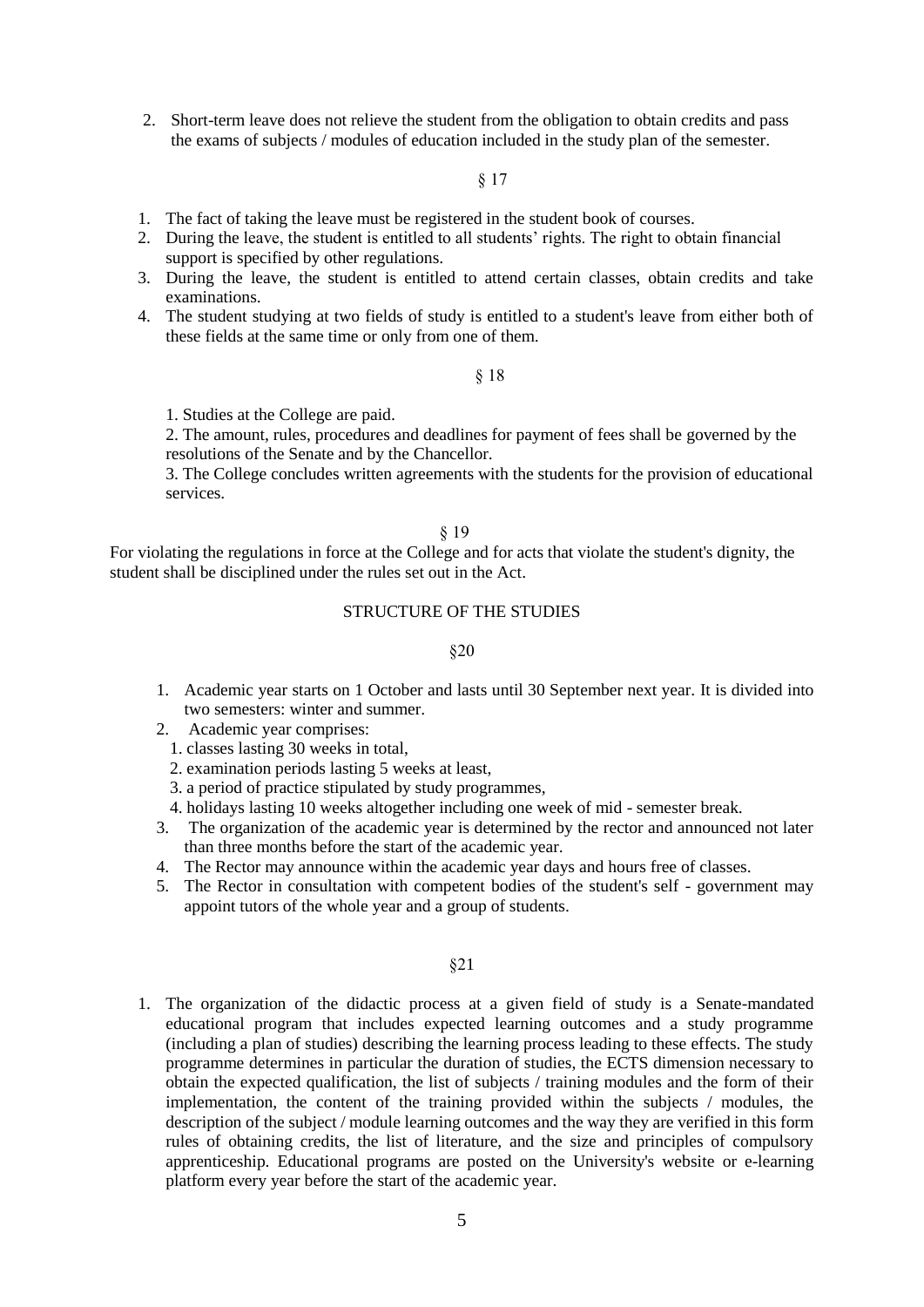2. Short-term leave does not relieve the student from the obligation to obtain credits and pass the exams of subjects / modules of education included in the study plan of the semester.

§ 17

1. The fact of taking the leave must be registered in the student book of courses.
2. During the leave, the student is entitled to all students' rights. The right to obtain financial support is specified by other regulations.
3. During the leave, the student is entitled to attend certain classes, obtain credits and take examinations.
4. The student studying at two fields of study is entitled to a student's leave from either both of these fields at the same time or only from one of them.

§ 18

1. Studies at the College are paid.
2. The amount, rules, procedures and deadlines for payment of fees shall be governed by the resolutions of the Senate and by the Chancellor.
3. The College concludes written agreements with the students for the provision of educational services.

§ 19

For violating the regulations in force at the College and for acts that violate the student's dignity, the student shall be disciplined under the rules set out in the Act.

## STRUCTURE OF THE STUDIES

§20

1. Academic year starts on 1 October and lasts until 30 September next year. It is divided into two semesters: winter and summer.
2. Academic year comprises:
   1. classes lasting 30 weeks in total,
   2. examination periods lasting 5 weeks at least,
   3. a period of practice stipulated by study programmes,
   4. holidays lasting 10 weeks altogether including one week of mid - semester break.
3. The organization of the academic year is determined by the rector and announced not later than three months before the start of the academic year.
4. The Rector may announce within the academic year days and hours free of classes.
5. The Rector in consultation with competent bodies of the student's self - government may appoint tutors of the whole year and a group of students.

§21

1. The organization of the didactic process at a given field of study is a Senate-mandated educational program that includes expected learning outcomes and a study programme (including a plan of studies) describing the learning process leading to these effects. The study programme determines in particular the duration of studies, the ECTS dimension necessary to obtain the expected qualification, the list of subjects / training modules and the form of their implementation, the content of the training provided within the subjects / modules, the description of the subject / module learning outcomes and the way they are verified in this form rules of obtaining credits, the list of literature, and the size and principles of compulsory apprenticeship. Educational programs are posted on the University's website or e-learning platform every year before the start of the academic year.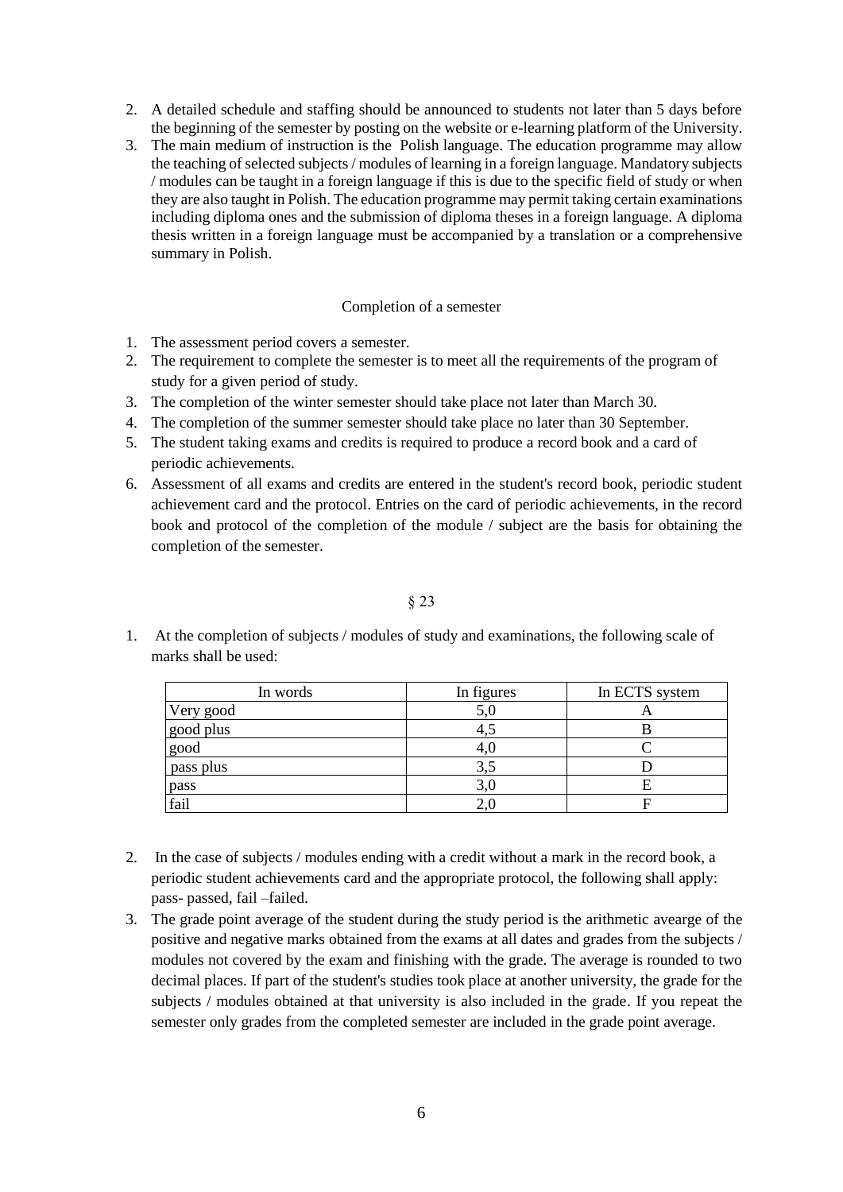2. A detailed schedule and staffing should be announced to students not later than 5 days before the beginning of the semester by posting on the website or e-learning platform of the University.
3. The main medium of instruction is the Polish language. The education programme may allow the teaching of selected subjects / modules of learning in a foreign language. Mandatory subjects / modules can be taught in a foreign language if this is due to the specific field of study or when they are also taught in Polish. The education programme may permit taking certain examinations including diploma ones and the submission of diploma theses in a foreign language. A diploma thesis written in a foreign language must be accompanied by a translation or a comprehensive summary in Polish.

Completion of a semester

1. The assessment period covers a semester.
2. The requirement to complete the semester is to meet all the requirements of the program of study for a given period of study.
3. The completion of the winter semester should take place not later than March 30.
4. The completion of the summer semester should take place no later than 30 September.
5. The student taking exams and credits is required to produce a record book and a card of periodic achievements.
6. Assessment of all exams and credits are entered in the student's record book, periodic student achievement card and the protocol. Entries on the card of periodic achievements, in the record book and protocol of the completion of the module / subject are the basis for obtaining the completion of the semester.

§ 23

1. At the completion of subjects / modules of study and examinations, the following scale of marks shall be used:

| In words | In figures | In ECTS system |
|---|---|---|
| Very good | 5,0 | A |
| good plus | 4,5 | B |
| good | 4,0 | C |
| pass plus | 3,5 | D |
| pass | 3,0 | E |
| fail | 2,0 | F |

2. In the case of subjects / modules ending with a credit without a mark in the record book, a periodic student achievements card and the appropriate protocol, the following shall apply: pass- passed, fail –failed.
3. The grade point average of the student during the study period is the arithmetic aveargе of the positive and negative marks obtained from the exams at all dates and grades from the subjects / modules not covered by the exam and finishing with the grade. The average is rounded to two decimal places. If part of the student's studies took place at another university, the grade for the subjects / modules obtained at that university is also included in the grade. If you repeat the semester only grades from the completed semester are included in the grade point average.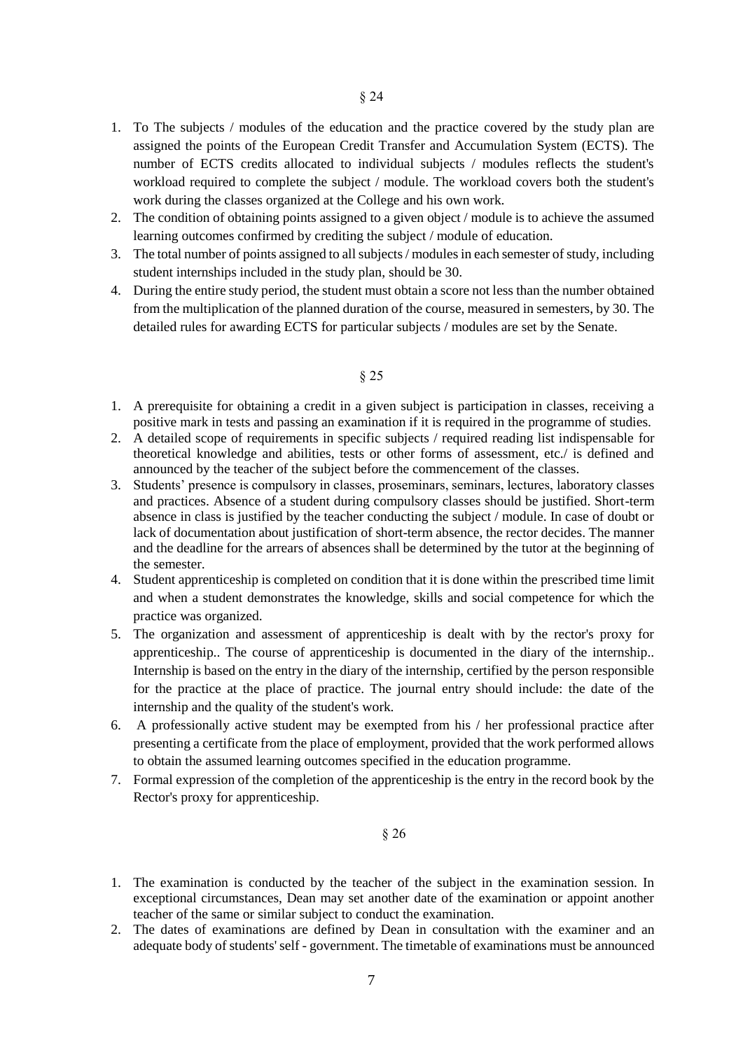§ 24

1. To The subjects / modules of the education and the practice covered by the study plan are assigned the points of the European Credit Transfer and Accumulation System (ECTS). The number of ECTS credits allocated to individual subjects / modules reflects the student's workload required to complete the subject / module. The workload covers both the student's work during the classes organized at the College and his own work.
2. The condition of obtaining points assigned to a given object / module is to achieve the assumed learning outcomes confirmed by crediting the subject / module of education.
3. The total number of points assigned to all subjects / modules in each semester of study, including student internships included in the study plan, should be 30.
4. During the entire study period, the student must obtain a score not less than the number obtained from the multiplication of the planned duration of the course, measured in semesters, by 30. The detailed rules for awarding ECTS for particular subjects / modules are set by the Senate.

§ 25

1. A prerequisite for obtaining a credit in a given subject is participation in classes, receiving a positive mark in tests and passing an examination if it is required in the programme of studies.
2. A detailed scope of requirements in specific subjects / required reading list indispensable for theoretical knowledge and abilities, tests or other forms of assessment, etc./ is defined and announced by the teacher of the subject before the commencement of the classes.
3. Students' presence is compulsory in classes, proseminars, seminars, lectures, laboratory classes and practices. Absence of a student during compulsory classes should be justified. Short-term absence in class is justified by the teacher conducting the subject / module. In case of doubt or lack of documentation about justification of short-term absence, the rector decides. The manner and the deadline for the arrears of absences shall be determined by the tutor at the beginning of the semester.
4. Student apprenticeship is completed on condition that it is done within the prescribed time limit and when a student demonstrates the knowledge, skills and social competence for which the practice was organized.
5. The organization and assessment of apprenticeship is dealt with by the rector's proxy for apprenticeship.. The course of apprenticeship is documented in the diary of the internship.. Internship is based on the entry in the diary of the internship, certified by the person responsible for the practice at the place of practice. The journal entry should include: the date of the internship and the quality of the student's work.
6. A professionally active student may be exempted from his / her professional practice after presenting a certificate from the place of employment, provided that the work performed allows to obtain the assumed learning outcomes specified in the education programme.
7. Formal expression of the completion of the apprenticeship is the entry in the record book by the Rector's proxy for apprenticeship.

§ 26

1. The examination is conducted by the teacher of the subject in the examination session. In exceptional circumstances, Dean may set another date of the examination or appoint another teacher of the same or similar subject to conduct the examination.
2. The dates of examinations are defined by Dean in consultation with the examiner and an adequate body of students' self - government. The timetable of examinations must be announced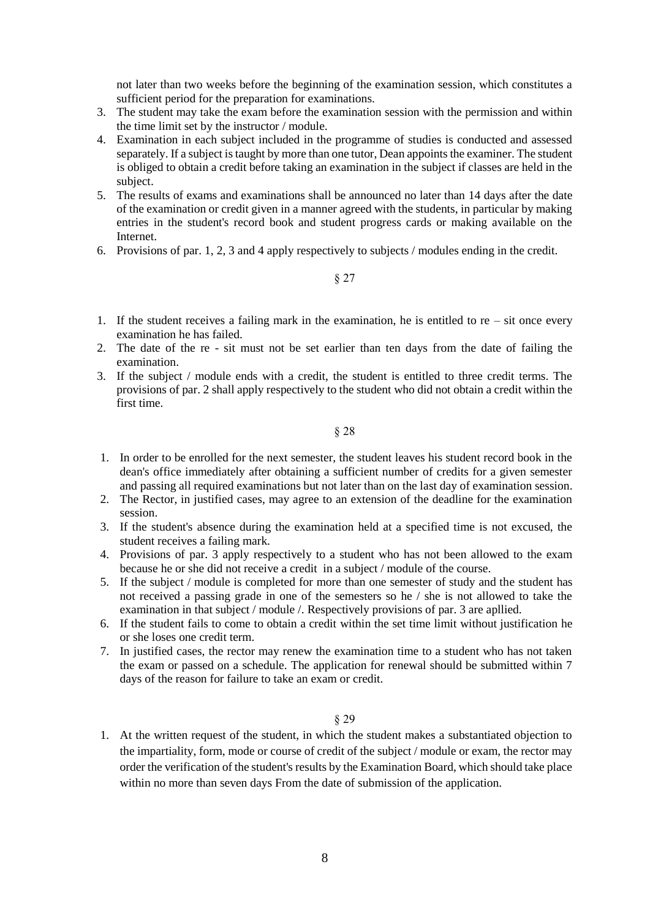not later than two weeks before the beginning of the examination session, which constitutes a sufficient period for the preparation for examinations.

3. The student may take the exam before the examination session with the permission and within the time limit set by the instructor / module.
4. Examination in each subject included in the programme of studies is conducted and assessed separately. If a subject is taught by more than one tutor, Dean appoints the examiner. The student is obliged to obtain a credit before taking an examination in the subject if classes are held in the subject.
5. The results of exams and examinations shall be announced no later than 14 days after the date of the examination or credit given in a manner agreed with the students, in particular by making entries in the student's record book and student progress cards or making available on the Internet.
6. Provisions of par. 1, 2, 3 and 4 apply respectively to subjects / modules ending in the credit.

§ 27

1. If the student receives a failing mark in the examination, he is entitled to re – sit once every examination he has failed.
2. The date of the re - sit must not be set earlier than ten days from the date of failing the examination.
3. If the subject / module ends with a credit, the student is entitled to three credit terms. The provisions of par. 2 shall apply respectively to the student who did not obtain a credit within the first time.

§ 28

1. In order to be enrolled for the next semester, the student leaves his student record book in the dean's office immediately after obtaining a sufficient number of credits for a given semester and passing all required examinations but not later than on the last day of examination session.
2. The Rector, in justified cases, may agree to an extension of the deadline for the examination session.
3. If the student's absence during the examination held at a specified time is not excused, the student receives a failing mark.
4. Provisions of par. 3 apply respectively to a student who has not been allowed to the exam because he or she did not receive a credit in a subject / module of the course.
5. If the subject / module is completed for more than one semester of study and the student has not received a passing grade in one of the semesters so he / she is not allowed to take the examination in that subject / module /. Respectively provisions of par. 3 are apllied.
6. If the student fails to come to obtain a credit within the set time limit without justification he or she loses one credit term.
7. In justified cases, the rector may renew the examination time to a student who has not taken the exam or passed on a schedule. The application for renewal should be submitted within 7 days of the reason for failure to take an exam or credit.

§ 29

1. At the written request of the student, in which the student makes a substantiated objection to the impartiality, form, mode or course of credit of the subject / module or exam, the rector may order the verification of the student's results by the Examination Board, which should take place within no more than seven days From the date of submission of the application.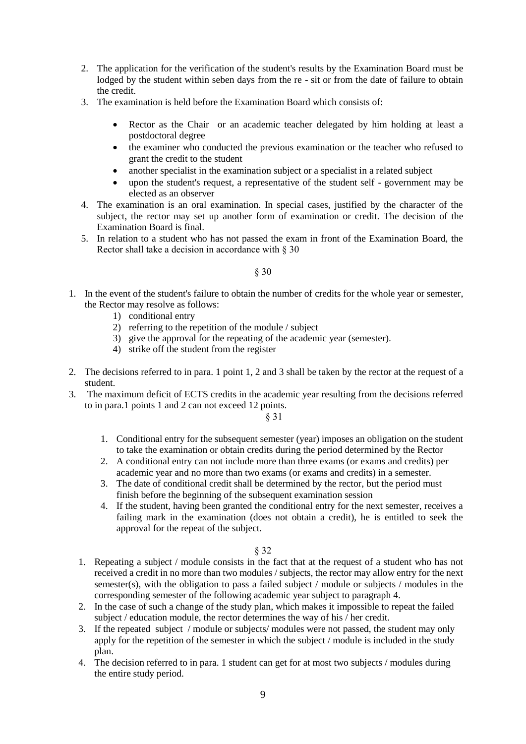2. The application for the verification of the student's results by the Examination Board must be lodged by the student within seben days from the re - sit or from the date of failure to obtain the credit.
3. The examination is held before the Examination Board which consists of:

   - Rector as the Chair or an academic teacher delegated by him holding at least a postdoctoral degree
   - the examiner who conducted the previous examination or the teacher who refused to grant the credit to the student
   - another specialist in the examination subject or a specialist in a related subject
   - upon the student's request, a representative of the student self - government may be elected as an observer

4. The examination is an oral examination. In special cases, justified by the character of the subject, the rector may set up another form of examination or credit. The decision of the Examination Board is final.
5. In relation to a student who has not passed the exam in front of the Examination Board, the Rector shall take a decision in accordance with § 30

§ 30

1. In the event of the student's failure to obtain the number of credits for the whole year or semester, the Rector may resolve as follows:
   1) conditional entry
   2) referring to the repetition of the module / subject
   3) give the approval for the repeating of the academic year (semester).
   4) strike off the student from the register
2. The decisions referred to in para. 1 point 1, 2 and 3 shall be taken by the rector at the request of a student.
3. The maximum deficit of ECTS credits in the academic year resulting from the decisions referred to in para.1 points 1 and 2 can not exceed 12 points.

§ 31

1. Conditional entry for the subsequent semester (year) imposes an obligation on the student to take the examination or obtain credits during the period determined by the Rector
2. A conditional entry can not include more than three exams (or exams and credits) per academic year and no more than two exams (or exams and credits) in a semester.
3. The date of conditional credit shall be determined by the rector, but the period must finish before the beginning of the subsequent examination session
4. If the student, having been granted the conditional entry for the next semester, receives a failing mark in the examination (does not obtain a credit), he is entitled to seek the approval for the repeat of the subject.

§ 32

1. Repeating a subject / module consists in the fact that at the request of a student who has not received a credit in no more than two modules / subjects, the rector may allow entry for the next semester(s), with the obligation to pass a failed subject / module or subjects / modules in the corresponding semester of the following academic year subject to paragraph 4.
2. In the case of such a change of the study plan, which makes it impossible to repeat the failed subject / education module, the rector determines the way of his / her credit.
3. If the repeated subject / module or subjects/ modules were not passed, the student may only apply for the repetition of the semester in which the subject / module is included in the study plan.
4. The decision referred to in para. 1 student can get for at most two subjects / modules during the entire study period.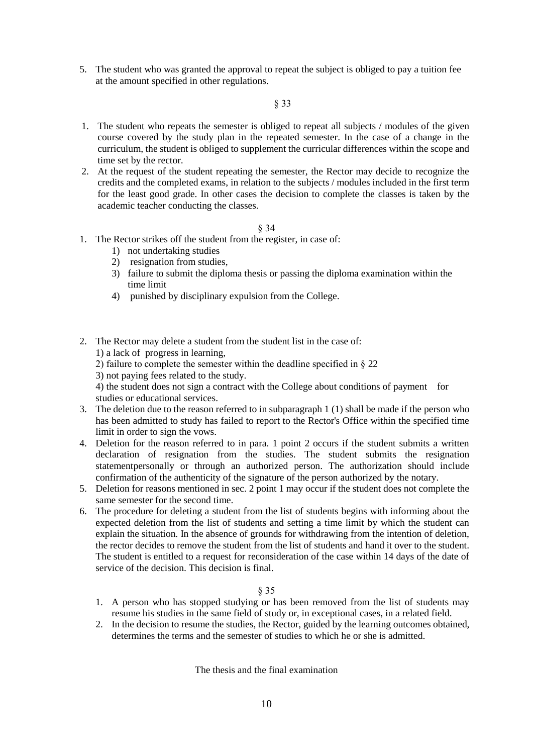5. The student who was granted the approval to repeat the subject is obliged to pay a tuition fee at the amount specified in other regulations.

§ 33

1. The student who repeats the semester is obliged to repeat all subjects / modules of the given course covered by the study plan in the repeated semester. In the case of a change in the curriculum, the student is obliged to supplement the curricular differences within the scope and time set by the rector.
2. At the request of the student repeating the semester, the Rector may decide to recognize the credits and the completed exams, in relation to the subjects / modules included in the first term for the least good grade. In other cases the decision to complete the classes is taken by the academic teacher conducting the classes.

§ 34

1. The Rector strikes off the student from the register, in case of:
   1) not undertaking studies
   2) resignation from studies,
   3) failure to submit the diploma thesis or passing the diploma examination within the time limit
   4) punished by disciplinary expulsion from the College.
2. The Rector may delete a student from the student list in the case of:
   1) a lack of progress in learning,
   2) failure to complete the semester within the deadline specified in § 22
   3) not paying fees related to the study.
   4) the student does not sign a contract with the College about conditions of payment for studies or educational services.
3. The deletion due to the reason referred to in subparagraph 1 (1) shall be made if the person who has been admitted to study has failed to report to the Rector's Office within the specified time limit in order to sign the vows.
4. Deletion for the reason referred to in para. 1 point 2 occurs if the student submits a written declaration of resignation from the studies. The student submits the resignation statementpersonally or through an authorized person. The authorization should include confirmation of the authenticity of the signature of the person authorized by the notary.
5. Deletion for reasons mentioned in sec. 2 point 1 may occur if the student does not complete the same semester for the second time.
6. The procedure for deleting a student from the list of students begins with informing about the expected deletion from the list of students and setting a time limit by which the student can explain the situation. In the absence of grounds for withdrawing from the intention of deletion, the rector decides to remove the student from the list of students and hand it over to the student. The student is entitled to a request for reconsideration of the case within 14 days of the date of service of the decision. This decision is final.

§ 35

1. A person who has stopped studying or has been removed from the list of students may resume his studies in the same field of study or, in exceptional cases, in a related field.
2. In the decision to resume the studies, the Rector, guided by the learning outcomes obtained, determines the terms and the semester of studies to which he or she is admitted.

## The thesis and the final examination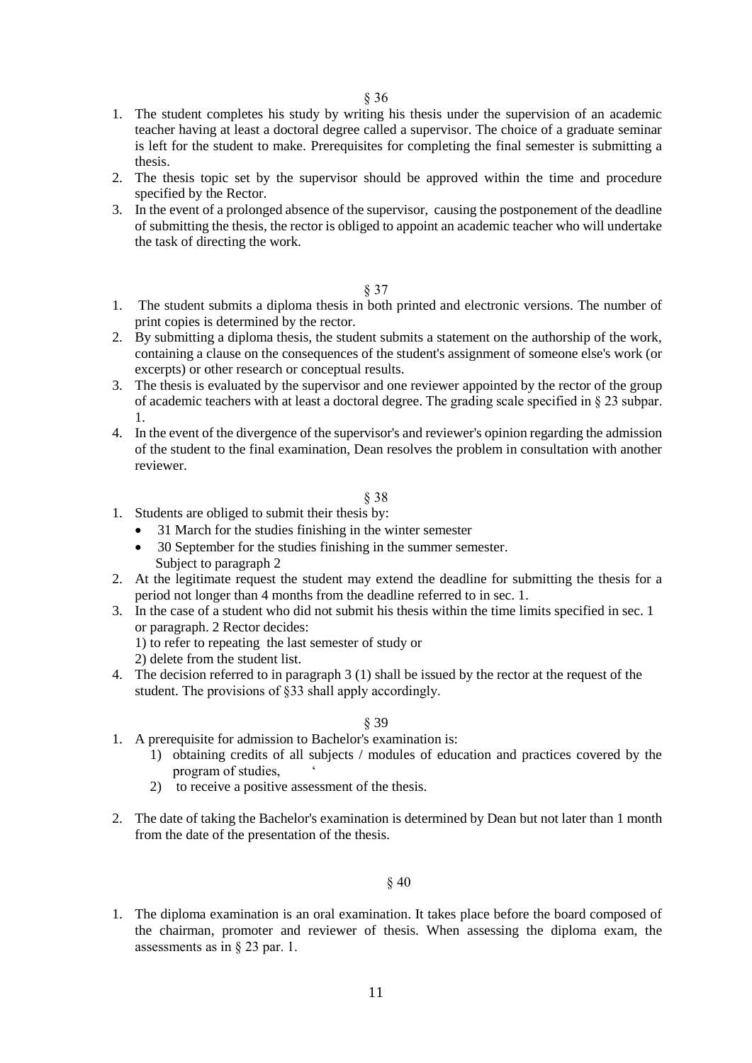§ 36

1. The student completes his study by writing his thesis under the supervision of an academic teacher having at least a doctoral degree called a supervisor. The choice of a graduate seminar is left for the student to make. Prerequisites for completing the final semester is submitting a thesis.
2. The thesis topic set by the supervisor should be approved within the time and procedure specified by the Rector.
3. In the event of a prolonged absence of the supervisor, causing the postponement of the deadline of submitting the thesis, the rector is obliged to appoint an academic teacher who will undertake the task of directing the work.

§ 37

1. The student submits a diploma thesis in both printed and electronic versions. The number of print copies is determined by the rector.
2. By submitting a diploma thesis, the student submits a statement on the authorship of the work, containing a clause on the consequences of the student's assignment of someone else's work (or excerpts) or other research or conceptual results.
3. The thesis is evaluated by the supervisor and one reviewer appointed by the rector of the group of academic teachers with at least a doctoral degree. The grading scale specified in § 23 subpar. 1.
4. In the event of the divergence of the supervisor's and reviewer's opinion regarding the admission of the student to the final examination, Dean resolves the problem in consultation with another reviewer.

§ 38

1. Students are obliged to submit their thesis by:
   - 31 March for the studies finishing in the winter semester
   - 30 September for the studies finishing in the summer semester.

   Subject to paragraph 2
2. At the legitimate request the student may extend the deadline for submitting the thesis for a period not longer than 4 months from the deadline referred to in sec. 1.
3. In the case of a student who did not submit his thesis within the time limits specified in sec. 1 or paragraph. 2 Rector decides:

   1) to refer to repeating the last semester of study or

   2) delete from the student list.
4. The decision referred to in paragraph 3 (1) shall be issued by the rector at the request of the student. The provisions of §33 shall apply accordingly.

§ 39

1. A prerequisite for admission to Bachelor's examination is:
   1) obtaining credits of all subjects / modules of education and practices covered by the program of studies, ‘
   2) to receive a positive assessment of the thesis.
2. The date of taking the Bachelor's examination is determined by Dean but not later than 1 month from the date of the presentation of the thesis.

§ 40

1. The diploma examination is an oral examination. It takes place before the board composed of the chairman, promoter and reviewer of thesis. When assessing the diploma exam, the assessments as in § 23 par. 1.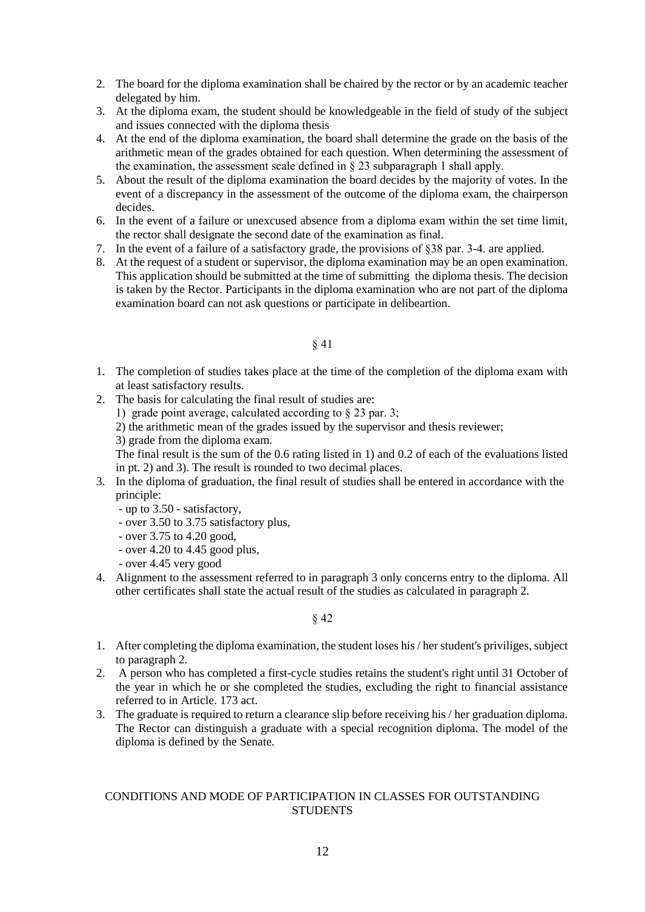2. The board for the diploma examination shall be chaired by the rector or by an academic teacher delegated by him.
3. At the diploma exam, the student should be knowledgeable in the field of study of the subject and issues connected with the diploma thesis
4. At the end of the diploma examination, the board shall determine the grade on the basis of the arithmetic mean of the grades obtained for each question. When determining the assessment of the examination, the assessment scale defined in § 23 subparagraph 1 shall apply.
5. About the result of the diploma examination the board decides by the majority of votes. In the event of a discrepancy in the assessment of the outcome of the diploma exam, the chairperson decides.
6. In the event of a failure or unexcused absence from a diploma exam within the set time limit, the rector shall designate the second date of the examination as final.
7. In the event of a failure of a satisfactory grade, the provisions of §38 par. 3-4. are applied.
8. At the request of a student or supervisor, the diploma examination may be an open examination. This application should be submitted at the time of submitting the diploma thesis. The decision is taken by the Rector. Participants in the diploma examination who are not part of the diploma examination board can not ask questions or participate in delibeartion.

§ 41

1. The completion of studies takes place at the time of the completion of the diploma exam with at least satisfactory results.
2. The basis for calculating the final result of studies are:
   1) grade point average, calculated according to § 23 par. 3;
   2) the arithmetic mean of the grades issued by the supervisor and thesis reviewer;
   3) grade from the diploma exam.

   The final result is the sum of the 0.6 rating listed in 1) and 0.2 of each of the evaluations listed in pt. 2) and 3). The result is rounded to two decimal places.
3. In the diploma of graduation, the final result of studies shall be entered in accordance with the principle:
   - up to 3.50 - satisfactory,
   - over 3.50 to 3.75 satisfactory plus,
   - over 3.75 to 4.20 good,
   - over 4.20 to 4.45 good plus,
   - over 4.45 very good
4. Alignment to the assessment referred to in paragraph 3 only concerns entry to the diploma. All other certificates shall state the actual result of the studies as calculated in paragraph 2.

§ 42

1. After completing the diploma examination, the student loses his / her student's priviliges, subject to paragraph 2.
2. A person who has completed a first-cycle studies retains the student's right until 31 October of the year in which he or she completed the studies, excluding the right to financial assistance referred to in Article. 173 act.
3. The graduate is required to return a clearance slip before receiving his / her graduation diploma. The Rector can distinguish a graduate with a special recognition diploma. The model of the diploma is defined by the Senate.

CONDITIONS AND MODE OF PARTICIPATION IN CLASSES FOR OUTSTANDING STUDENTS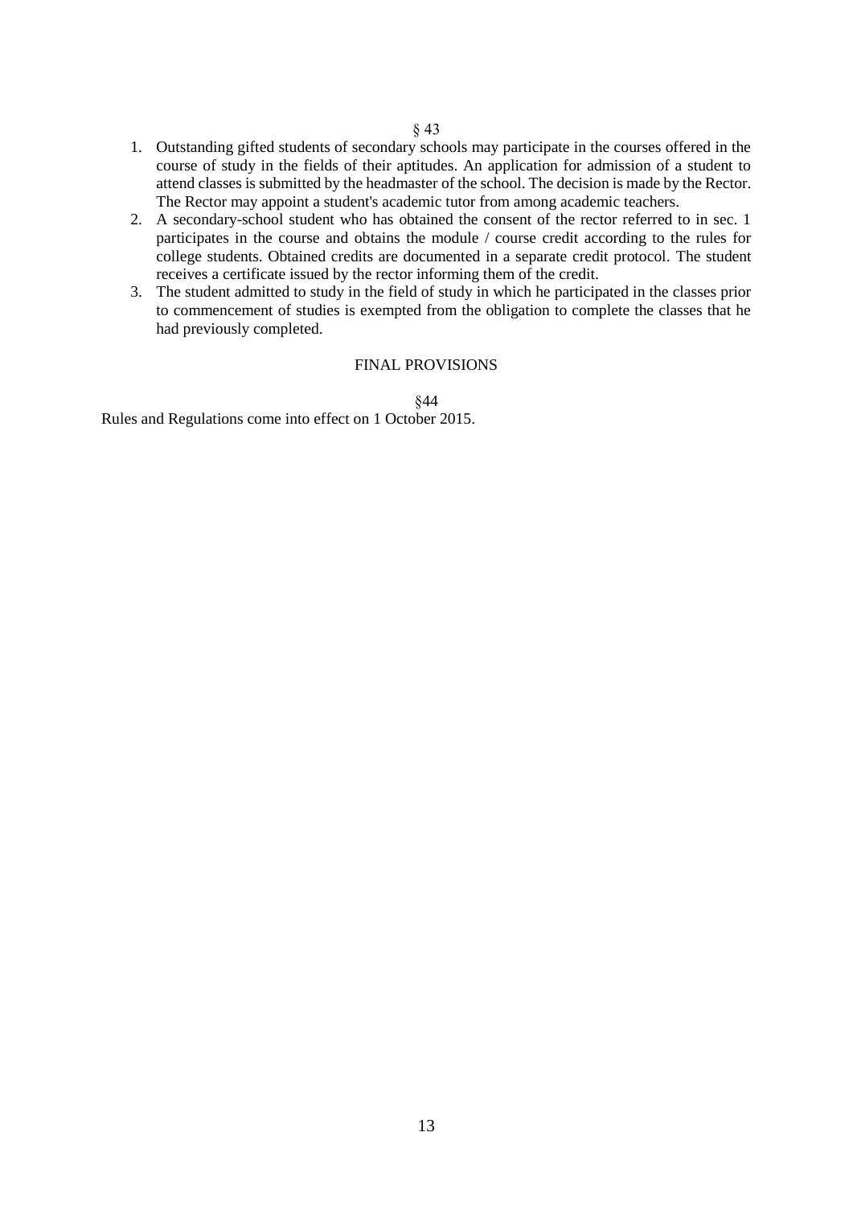§ 43

1. Outstanding gifted students of secondary schools may participate in the courses offered in the course of study in the fields of their aptitudes. An application for admission of a student to attend classes is submitted by the headmaster of the school. The decision is made by the Rector. The Rector may appoint a student's academic tutor from among academic teachers.
2. A secondary-school student who has obtained the consent of the rector referred to in sec. 1 participates in the course and obtains the module / course credit according to the rules for college students. Obtained credits are documented in a separate credit protocol. The student receives a certificate issued by the rector informing them of the credit.
3. The student admitted to study in the field of study in which he participated in the classes prior to commencement of studies is exempted from the obligation to complete the classes that he had previously completed.

## FINAL PROVISIONS

§44

Rules and Regulations come into effect on 1 October 2015.